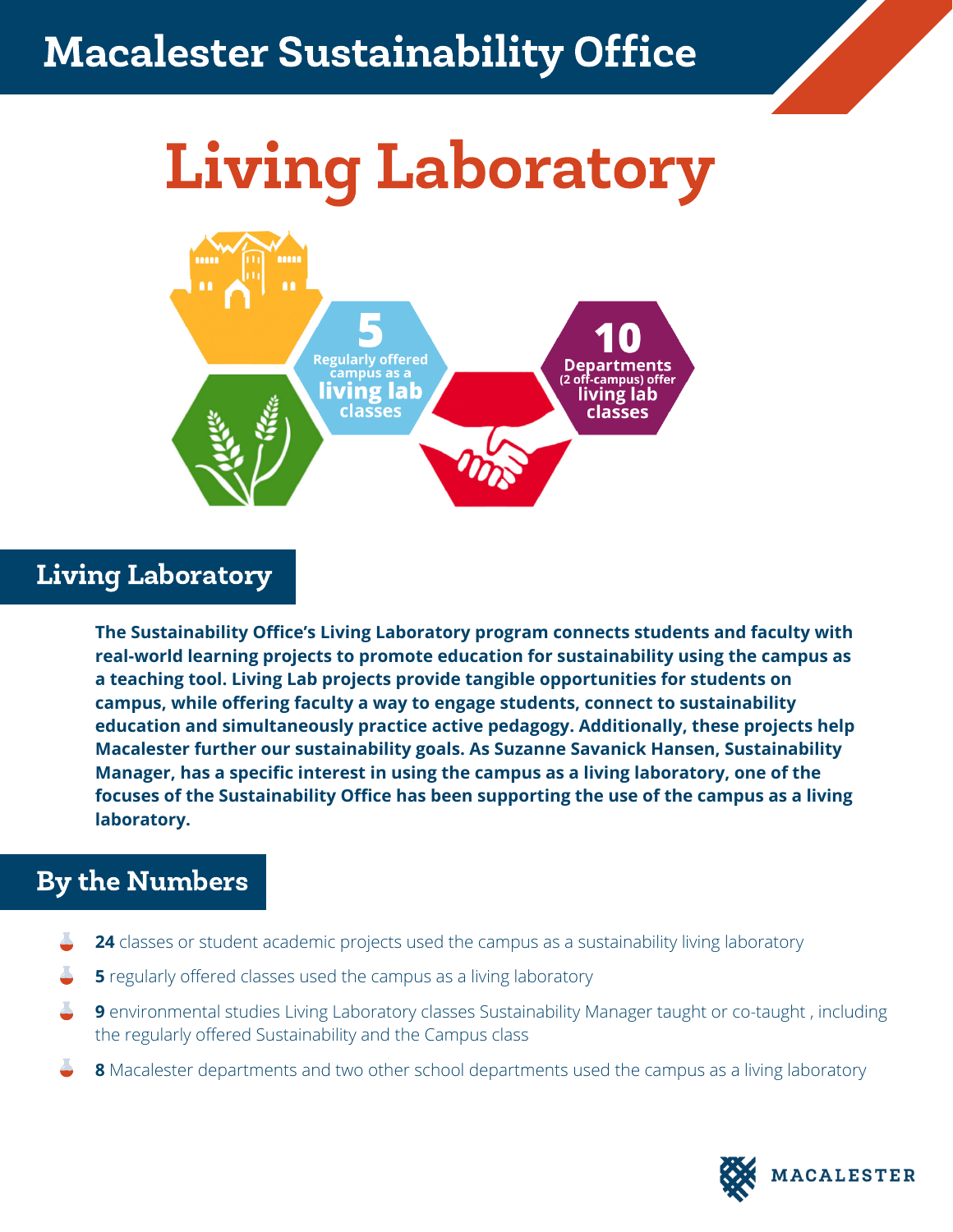# Macalester Sustainability Office

# Living Laboratory

**5** Regularly offered campus as a **living lab** classes

**10** Departments (2 off-campus) offer **living lab** classes

## Living Laboratory

**The Sustainability Office's Living Laboratory program connects students and faculty with real-world learning projects to promote education for sustainability using the campus as a teaching tool. Living Lab projects provide tangible opportunities for students on campus, while offering faculty a way to engage students, connect to sustainability education and simultaneously practice active pedagogy. Additionally, these projects help Macalester further our sustainability goals. As Suzanne Savanick Hansen, Sustainability Manager, has a specific interest in using the campus as a living laboratory, one of the focuses of the Sustainability Office has been supporting the use of the campus as a living laboratory.**

## By the Numbers

- **24** classes or student academic projects used the campus as a sustainability living laboratory
- **5** regularly offered classes used the campus as a living laboratory
- **9** environmental studies Living Laboratory classes Sustainability Manager taught or co-taught , including the regularly offered Sustainability and the Campus class
- **8** Macalester departments and two other school departments used the campus as a living laboratory

MACALESTER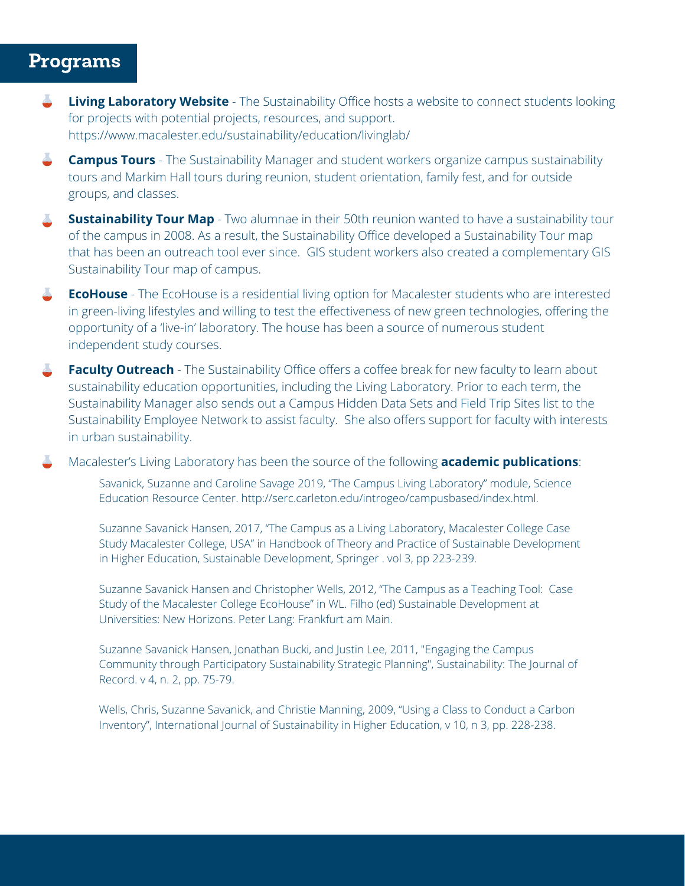## Programs

- **Living Laboratory Website** - The Sustainability Office hosts a website to connect students looking for projects with potential projects, resources, and support. https://www.macalester.edu/sustainability/education/livinglab/
- **Campus Tours** - The Sustainability Manager and student workers organize campus sustainability tours and Markim Hall tours during reunion, student orientation, family fest, and for outside groups, and classes.
- **Sustainability Tour Map** - Two alumnae in their 50th reunion wanted to have a sustainability tour of the campus in 2008. As a result, the Sustainability Office developed a Sustainability Tour map that has been an outreach tool ever since. GIS student workers also created a complementary GIS Sustainability Tour map of campus.
- **EcoHouse** - The EcoHouse is a residential living option for Macalester students who are interested in green-living lifestyles and willing to test the effectiveness of new green technologies, offering the opportunity of a 'live-in' laboratory. The house has been a source of numerous student independent study courses.
- **Faculty Outreach** - The Sustainability Office offers a coffee break for new faculty to learn about sustainability education opportunities, including the Living Laboratory. Prior to each term, the Sustainability Manager also sends out a Campus Hidden Data Sets and Field Trip Sites list to the Sustainability Employee Network to assist faculty. She also offers support for faculty with interests in urban sustainability.
- Macalester's Living Laboratory has been the source of the following **academic publications**:

  Savanick, Suzanne and Caroline Savage 2019, "The Campus Living Laboratory" module, Science Education Resource Center. http://serc.carleton.edu/introgeo/campusbased/index.html.

  Suzanne Savanick Hansen, 2017, "The Campus as a Living Laboratory, Macalester College Case Study Macalester College, USA" in Handbook of Theory and Practice of Sustainable Development in Higher Education, Sustainable Development, Springer . vol 3, pp 223-239.

  Suzanne Savanick Hansen and Christopher Wells, 2012, "The Campus as a Teaching Tool: Case Study of the Macalester College EcoHouse" in WL. Filho (ed) Sustainable Development at Universities: New Horizons. Peter Lang: Frankfurt am Main.

  Suzanne Savanick Hansen, Jonathan Bucki, and Justin Lee, 2011, "Engaging the Campus Community through Participatory Sustainability Strategic Planning", Sustainability: The Journal of Record. v 4, n. 2, pp. 75-79.

  Wells, Chris, Suzanne Savanick, and Christie Manning, 2009, "Using a Class to Conduct a Carbon Inventory", International Journal of Sustainability in Higher Education, v 10, n 3, pp. 228-238.